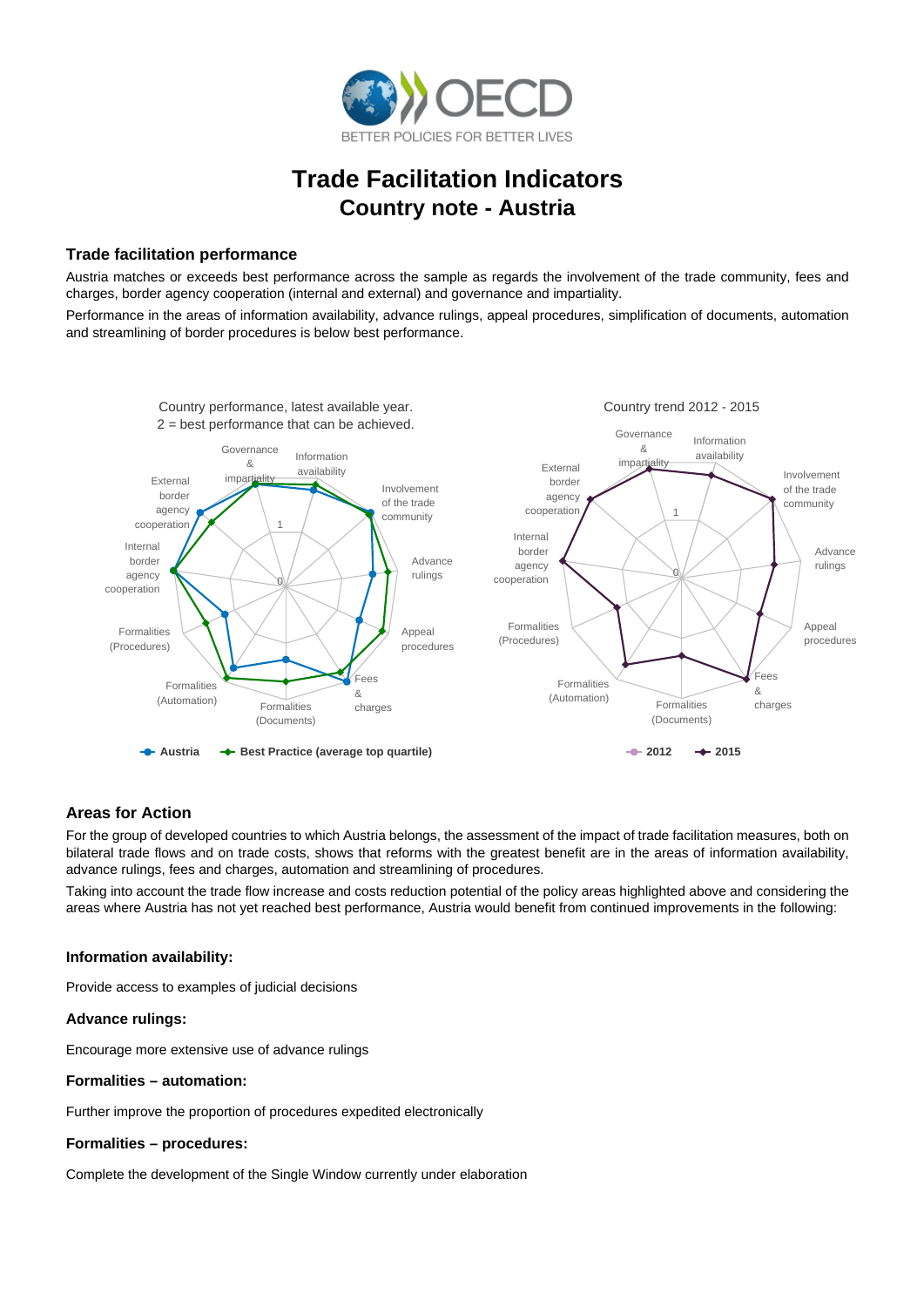# Trade Facilitation Indicators

## Country note - Austria

### Trade facilitation performance

Austria matches or exceeds best performance across the sample as regards the involvement of the trade community, fees and charges, border agency cooperation (internal and external) and governance and impartiality.

Performance in the areas of information availability, advance rulings, appeal procedures, simplification of documents, automation and streamlining of border procedures is below best performance.

Country performance, latest available year.
2 = best performance that can be achieved.

Country trend 2012 - 2015

### Areas for Action

For the group of developed countries to which Austria belongs, the assessment of the impact of trade facilitation measures, both on bilateral trade flows and on trade costs, shows that reforms with the greatest benefit are in the areas of information availability, advance rulings, fees and charges, automation and streamlining of procedures.

Taking into account the trade flow increase and costs reduction potential of the policy areas highlighted above and considering the areas where Austria has not yet reached best performance, Austria would benefit from continued improvements in the following:

**Information availability:**

Provide access to examples of judicial decisions

**Advance rulings:**

Encourage more extensive use of advance rulings

**Formalities – automation:**

Further improve the proportion of procedures expedited electronically

**Formalities – procedures:**

Complete the development of the Single Window currently under elaboration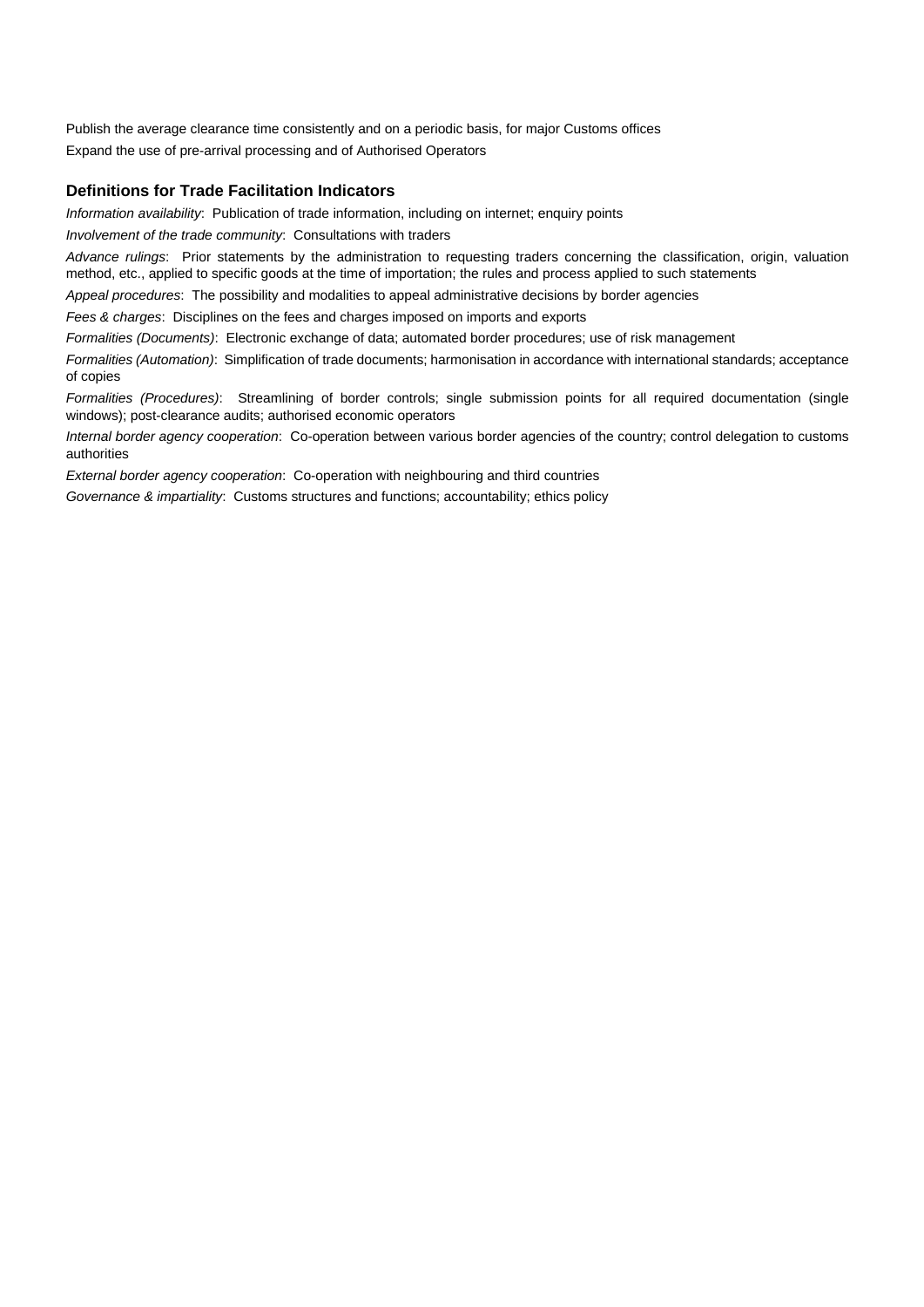Publish the average clearance time consistently and on a periodic basis, for major Customs offices

Expand the use of pre-arrival processing and of Authorised Operators

### Definitions for Trade Facilitation Indicators

*Information availability*: Publication of trade information, including on internet; enquiry points

*Involvement of the trade community*: Consultations with traders

*Advance rulings*: Prior statements by the administration to requesting traders concerning the classification, origin, valuation method, etc., applied to specific goods at the time of importation; the rules and process applied to such statements

*Appeal procedures*: The possibility and modalities to appeal administrative decisions by border agencies

*Fees & charges*: Disciplines on the fees and charges imposed on imports and exports

*Formalities (Documents)*: Electronic exchange of data; automated border procedures; use of risk management

*Formalities (Automation)*: Simplification of trade documents; harmonisation in accordance with international standards; acceptance of copies

*Formalities (Procedures)*: Streamlining of border controls; single submission points for all required documentation (single windows); post-clearance audits; authorised economic operators

*Internal border agency cooperation*: Co-operation between various border agencies of the country; control delegation to customs authorities

*External border agency cooperation*: Co-operation with neighbouring and third countries

*Governance & impartiality*: Customs structures and functions; accountability; ethics policy